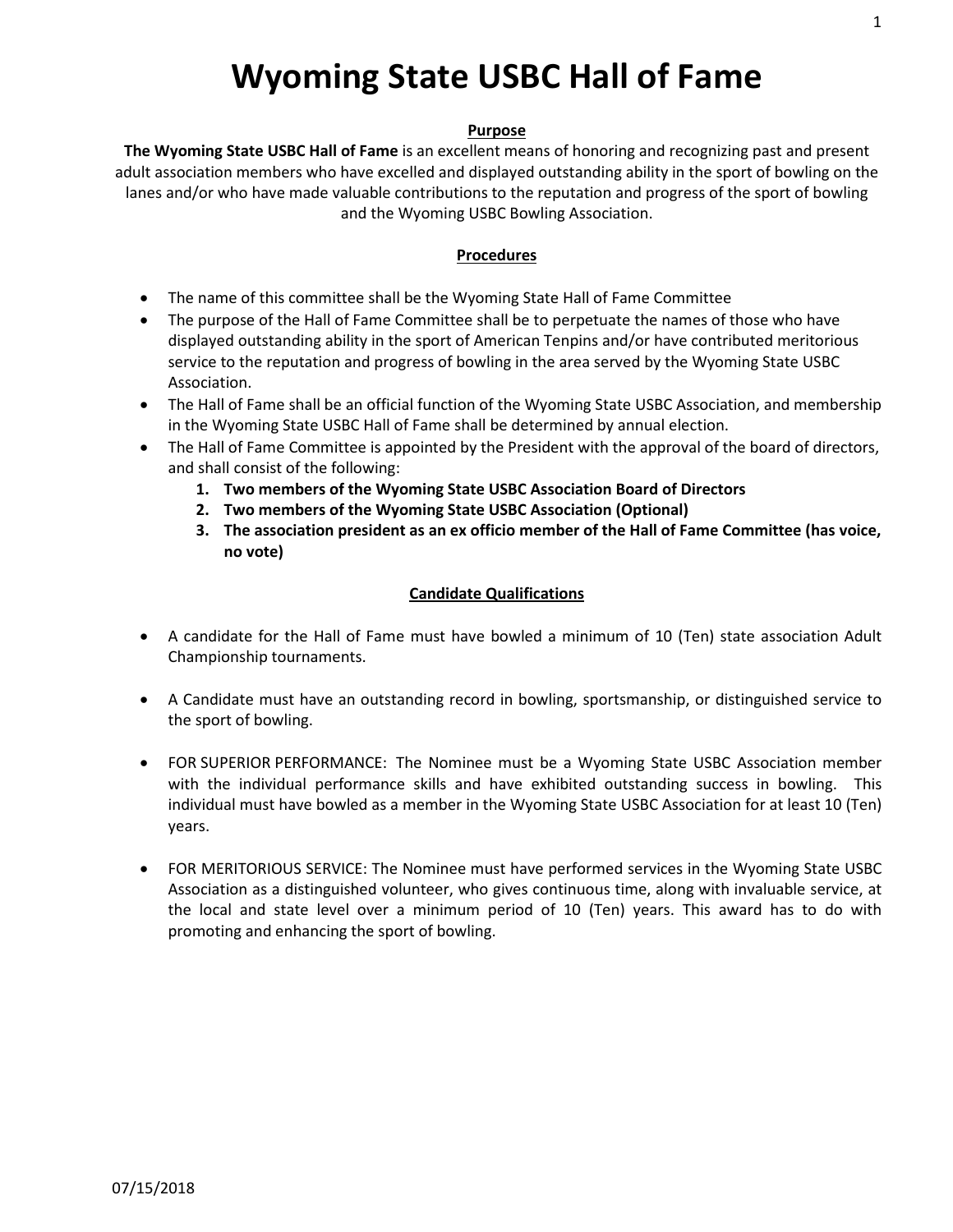# Wyoming State USBC Hall of Fame

## Purpose

**The Wyoming State USBC Hall of Fame** is an excellent means of honoring and recognizing past and present adult association members who have excelled and displayed outstanding ability in the sport of bowling on the lanes and/or who have made valuable contributions to the reputation and progress of the sport of bowling and the Wyoming USBC Bowling Association.

## Procedures

- The name of this committee shall be the Wyoming State Hall of Fame Committee
- The purpose of the Hall of Fame Committee shall be to perpetuate the names of those who have displayed outstanding ability in the sport of American Tenpins and/or have contributed meritorious service to the reputation and progress of bowling in the area served by the Wyoming State USBC Association.
- The Hall of Fame shall be an official function of the Wyoming State USBC Association, and membership in the Wyoming State USBC Hall of Fame shall be determined by annual election.
- The Hall of Fame Committee is appointed by the President with the approval of the board of directors, and shall consist of the following:
    1. **Two members of the Wyoming State USBC Association Board of Directors**
    2. **Two members of the Wyoming State USBC Association (Optional)**
    3. **The association president as an ex officio member of the Hall of Fame Committee (has voice, no vote)**

## Candidate Qualifications

- A candidate for the Hall of Fame must have bowled a minimum of 10 (Ten) state association Adult Championship tournaments.

- A Candidate must have an outstanding record in bowling, sportsmanship, or distinguished service to the sport of bowling.

- FOR SUPERIOR PERFORMANCE: The Nominee must be a Wyoming State USBC Association member with the individual performance skills and have exhibited outstanding success in bowling. This individual must have bowled as a member in the Wyoming State USBC Association for at least 10 (Ten) years.

- FOR MERITORIOUS SERVICE: The Nominee must have performed services in the Wyoming State USBC Association as a distinguished volunteer, who gives continuous time, along with invaluable service, at the local and state level over a minimum period of 10 (Ten) years. This award has to do with promoting and enhancing the sport of bowling.

07/15/2018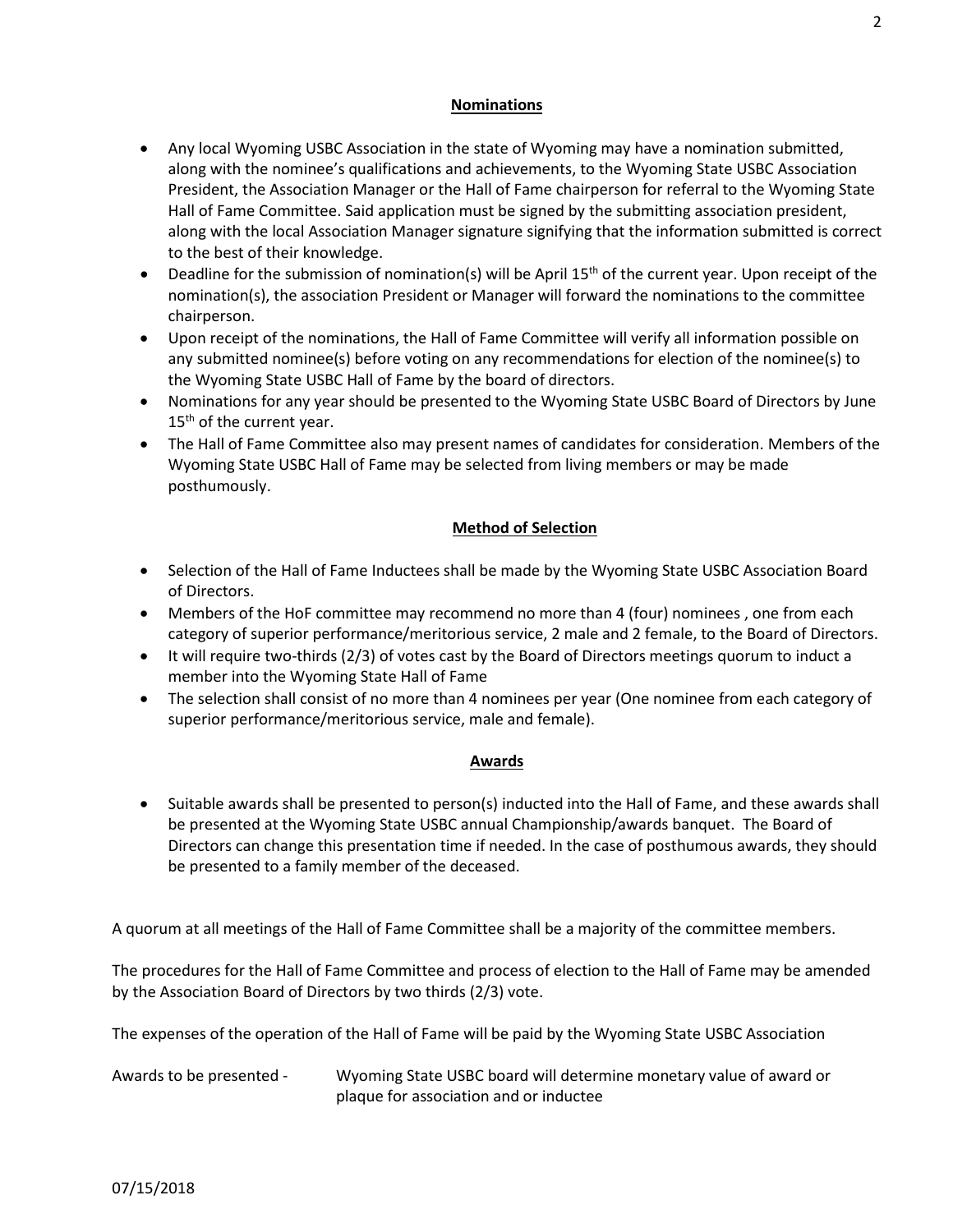## Nominations

- Any local Wyoming USBC Association in the state of Wyoming may have a nomination submitted, along with the nominee's qualifications and achievements, to the Wyoming State USBC Association President, the Association Manager or the Hall of Fame chairperson for referral to the Wyoming State Hall of Fame Committee. Said application must be signed by the submitting association president, along with the local Association Manager signature signifying that the information submitted is correct to the best of their knowledge.
- Deadline for the submission of nomination(s) will be April 15th of the current year. Upon receipt of the nomination(s), the association President or Manager will forward the nominations to the committee chairperson.
- Upon receipt of the nominations, the Hall of Fame Committee will verify all information possible on any submitted nominee(s) before voting on any recommendations for election of the nominee(s) to the Wyoming State USBC Hall of Fame by the board of directors.
- Nominations for any year should be presented to the Wyoming State USBC Board of Directors by June 15th of the current year.
- The Hall of Fame Committee also may present names of candidates for consideration. Members of the Wyoming State USBC Hall of Fame may be selected from living members or may be made posthumously.

## Method of Selection

- Selection of the Hall of Fame Inductees shall be made by the Wyoming State USBC Association Board of Directors.
- Members of the HoF committee may recommend no more than 4 (four) nominees , one from each category of superior performance/meritorious service, 2 male and 2 female, to the Board of Directors.
- It will require two-thirds (2/3) of votes cast by the Board of Directors meetings quorum to induct a member into the Wyoming State Hall of Fame
- The selection shall consist of no more than 4 nominees per year (One nominee from each category of superior performance/meritorious service, male and female).

## Awards

- Suitable awards shall be presented to person(s) inducted into the Hall of Fame, and these awards shall be presented at the Wyoming State USBC annual Championship/awards banquet. The Board of Directors can change this presentation time if needed. In the case of posthumous awards, they should be presented to a family member of the deceased.

A quorum at all meetings of the Hall of Fame Committee shall be a majority of the committee members.

The procedures for the Hall of Fame Committee and process of election to the Hall of Fame may be amended by the Association Board of Directors by two thirds (2/3) vote.

The expenses of the operation of the Hall of Fame will be paid by the Wyoming State USBC Association

Awards to be presented - Wyoming State USBC board will determine monetary value of award or plaque for association and or inductee

07/15/2018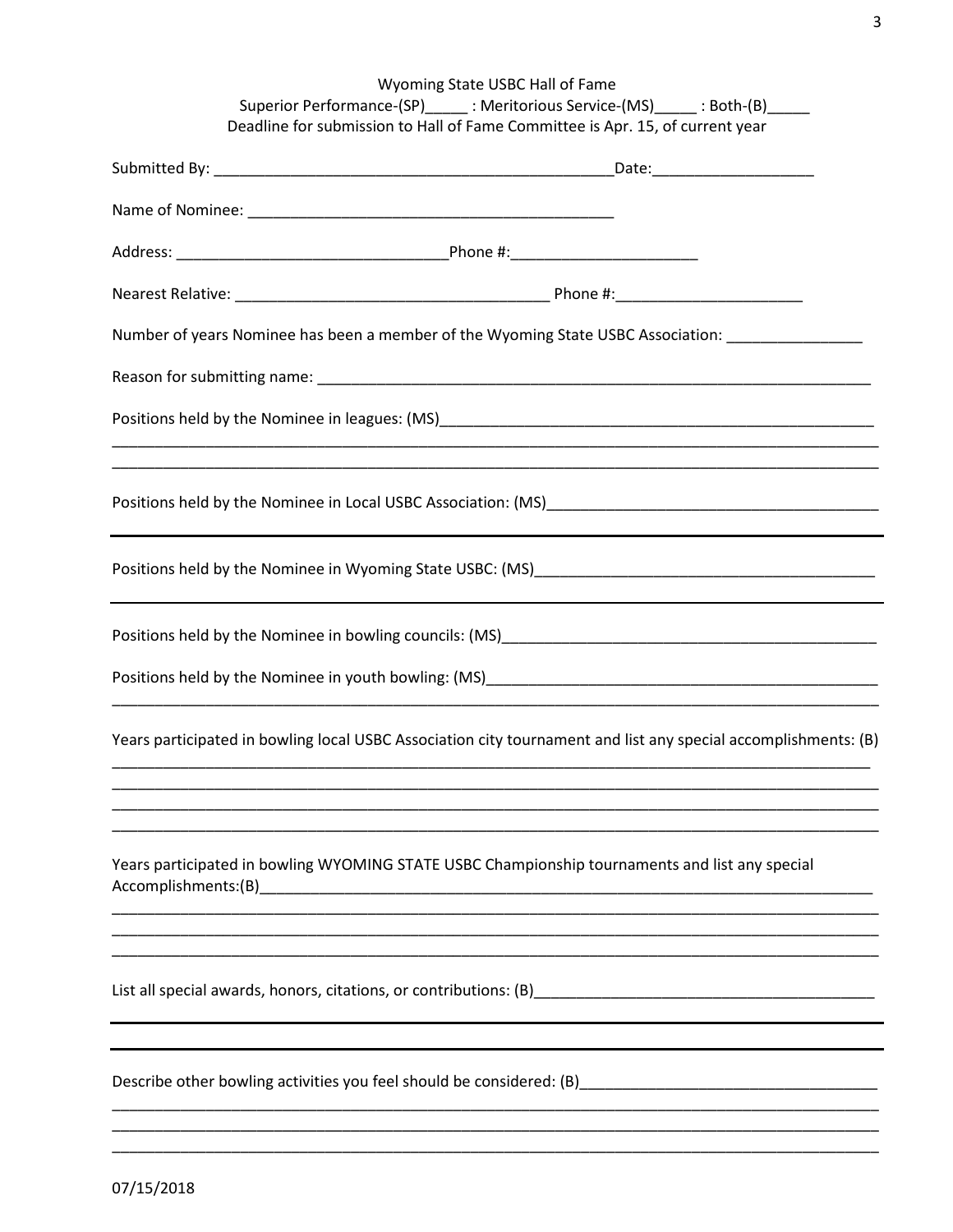Wyoming State USBC Hall of Fame

Superior Performance-(SP)_____ : Meritorious Service-(MS)_____ : Both-(B)_____

Deadline for submission to Hall of Fame Committee is Apr. 15, of current year

Submitted By: _______________________________________________ Date: ___________________

Name of Nominee: ___________________________________________

Address: _______________________________ Phone #: ______________________

Nearest Relative: _____________________________________ Phone #: ______________________

Number of years Nominee has been a member of the Wyoming State USBC Association: ________________

Reason for submitting name: ___________________________________________________________________

Positions held by the Nominee in leagues: (MS)_____________________________________________________

_____________________________________________________________________________________________

_____________________________________________________________________________________________

Positions held by the Nominee in Local USBC Association: (MS)______________________________________

_____________________________________________________________________________________________

Positions held by the Nominee in Wyoming State USBC: (MS)________________________________________

_____________________________________________________________________________________________

Positions held by the Nominee in bowling councils: (MS)_____________________________________________

Positions held by the Nominee in youth bowling: (MS)_______________________________________________

_____________________________________________________________________________________________

Years participated in bowling local USBC Association city tournament and list any special accomplishments: (B)

_____________________________________________________________________________________________

_____________________________________________________________________________________________

_____________________________________________________________________________________________

_____________________________________________________________________________________________

Years participated in bowling WYOMING STATE USBC Championship tournaments and list any special Accomplishments:(B)__________________________________________________________________________

_____________________________________________________________________________________________

_____________________________________________________________________________________________

_____________________________________________________________________________________________

List all special awards, honors, citations, or contributions: (B)_________________________________________

_____________________________________________________________________________________________

_____________________________________________________________________________________________

Describe other bowling activities you feel should be considered: (B)___________________________________

_____________________________________________________________________________________________

_____________________________________________________________________________________________

_____________________________________________________________________________________________

07/15/2018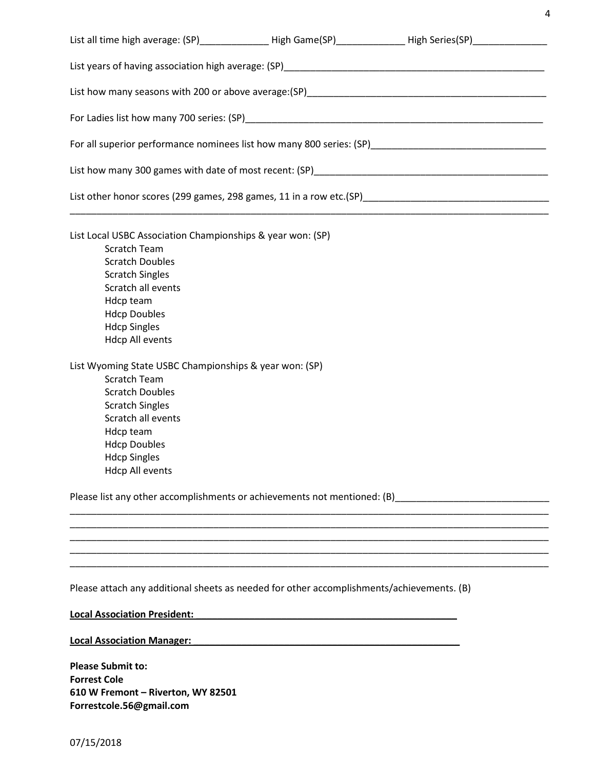List all time high average: (SP)_____________ High Game(SP)_____________ High Series(SP)______________

List years of having association high average: (SP)___________________________________________________

List how many seasons with 200 or above average:(SP)_______________________________________________

For Ladies list how many 700 series: (SP)__________________________________________________________

For all superior performance nominees list how many 800 series: (SP)_________________________________

List how many 300 games with date of most recent: (SP)_____________________________________________

List other honor scores (299 games, 298 games, 11 in a row etc.(SP)___________________________________
_____________________________________________________________________________________________

List Local USBC Association Championships & year won: (SP)

- Scratch Team
- Scratch Doubles
- Scratch Singles
- Scratch all events
- Hdcp team
- Hdcp Doubles
- Hdcp Singles
- Hdcp All events

List Wyoming State USBC Championships & year won: (SP)

- Scratch Team
- Scratch Doubles
- Scratch Singles
- Scratch all events
- Hdcp team
- Hdcp Doubles
- Hdcp Singles
- Hdcp All events

Please list any other accomplishments or achievements not mentioned: (B)____________________________
_____________________________________________________________________________________________
_____________________________________________________________________________________________
_____________________________________________________________________________________________
_____________________________________________________________________________________________
_____________________________________________________________________________________________

Please attach any additional sheets as needed for other accomplishments/achievements. (B)

**Local Association President:**___________________________________________________

**Local Association Manager:**___________________________________________________

**Please Submit to:**
**Forrest Cole**
**610 W Fremont – Riverton, WY 82501**
**Forrestcole.56@gmail.com**

07/15/2018